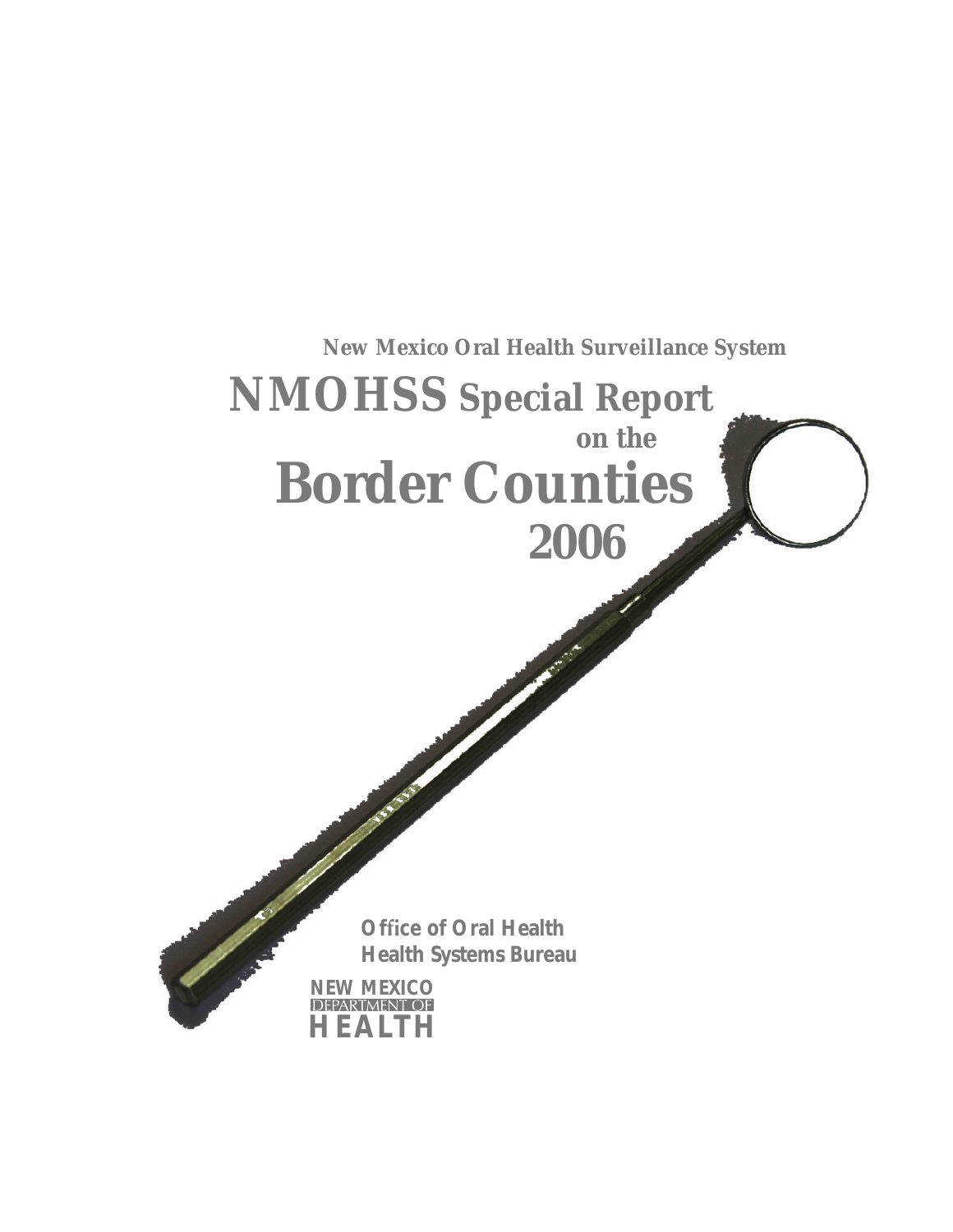New Mexico Oral Health Surveillance System

# NMOHSS Special Report on the Border Counties 2006

Office of Oral Health
Health Systems Bureau

NEW MEXICO
DEPARTMENT OF
HEALTH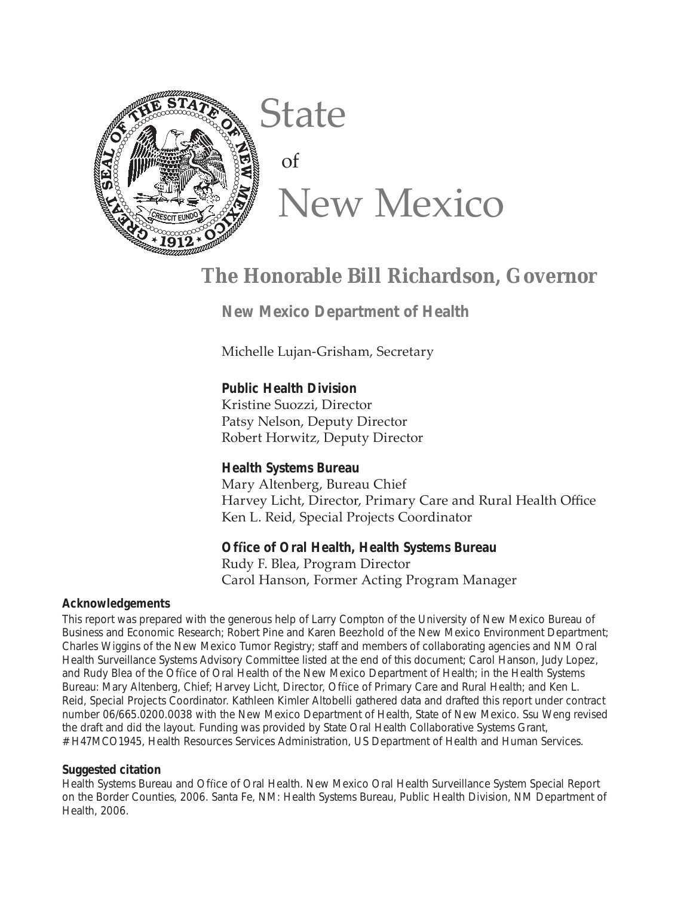# State of New Mexico

## The Honorable Bill Richardson, Governor

**New Mexico Department of Health**

Michelle Lujan-Grisham, Secretary

**Public Health Division**
Kristine Suozzi, Director
Patsy Nelson, Deputy Director
Robert Horwitz, Deputy Director

**Health Systems Bureau**
Mary Altenberg, Bureau Chief
Harvey Licht, Director, Primary Care and Rural Health Office
Ken L. Reid, Special Projects Coordinator

**Office of Oral Health, Health Systems Bureau**
Rudy F. Blea, Program Director
Carol Hanson, Former Acting Program Manager

**Acknowledgements**

This report was prepared with the generous help of Larry Compton of the University of New Mexico Bureau of Business and Economic Research; Robert Pine and Karen Beezhold of the New Mexico Environment Department; Charles Wiggins of the New Mexico Tumor Registry; staff and members of collaborating agencies and NM Oral Health Surveillance Systems Advisory Committee listed at the end of this document; Carol Hanson, Judy Lopez, and Rudy Blea of the Office of Oral Health of the New Mexico Department of Health; in the Health Systems Bureau: Mary Altenberg, Chief; Harvey Licht, Director, Office of Primary Care and Rural Health; and Ken L. Reid, Special Projects Coordinator. Kathleen Kimler Altobelli gathered data and drafted this report under contract number 06/665.0200.0038 with the New Mexico Department of Health, State of New Mexico. Ssu Weng revised the draft and did the layout. Funding was provided by State Oral Health Collaborative Systems Grant, # H47MCO1945, Health Resources Services Administration, US Department of Health and Human Services.

**Suggested citation**

Health Systems Bureau and Office of Oral Health. New Mexico Oral Health Surveillance System Special Report on the Border Counties, 2006. Santa Fe, NM: Health Systems Bureau, Public Health Division, NM Department of Health, 2006.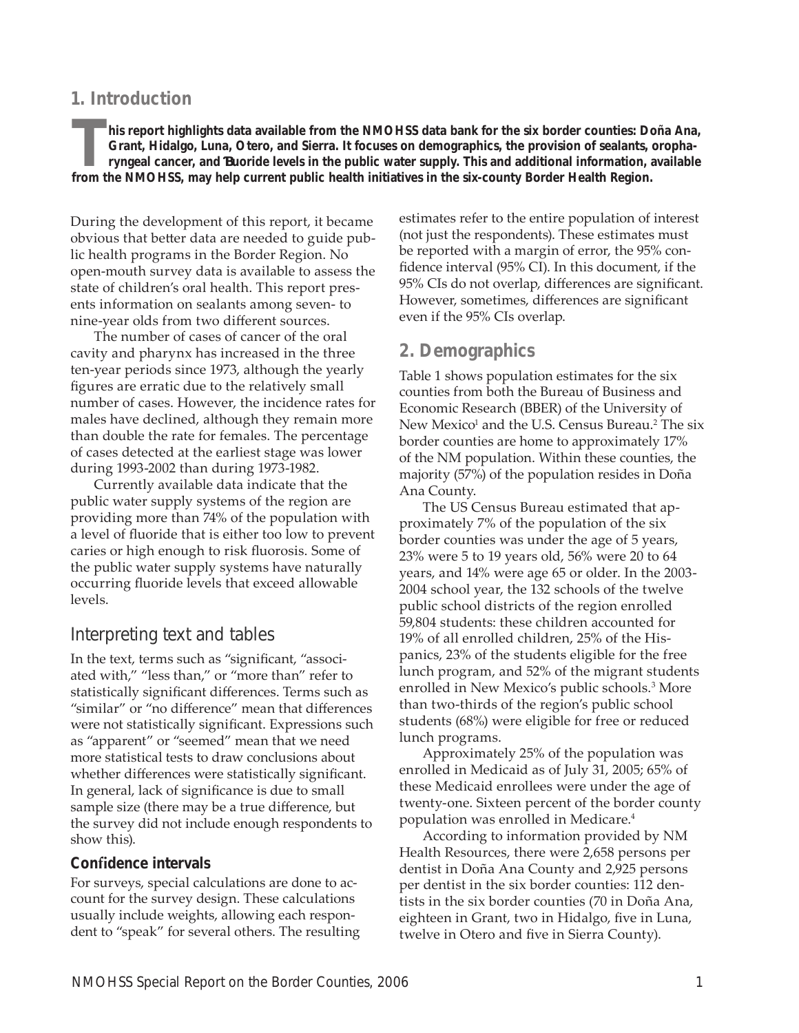## 1. Introduction

**This report highlights data available from the NMOHSS data bank for the six border counties: Doña Ana, Grant, Hidalgo, Luna, Otero, and Sierra. It focuses on demographics, the provision of sealants, oropharyngeal cancer, and fluoride levels in the public water supply. This and additional information, available from the NMOHSS, may help current public health initiatives in the six-county Border Health Region.**

During the development of this report, it became obvious that better data are needed to guide public health programs in the Border Region. No open-mouth survey data is available to assess the state of children's oral health. This report presents information on sealants among seven- to nine-year olds from two different sources.

The number of cases of cancer of the oral cavity and pharynx has increased in the three ten-year periods since 1973, although the yearly figures are erratic due to the relatively small number of cases. However, the incidence rates for males have declined, although they remain more than double the rate for females. The percentage of cases detected at the earliest stage was lower during 1993-2002 than during 1973-1982.

Currently available data indicate that the public water supply systems of the region are providing more than 74% of the population with a level of fluoride that is either too low to prevent caries or high enough to risk fluorosis. Some of the public water supply systems have naturally occurring fluoride levels that exceed allowable levels.

### Interpreting text and tables

In the text, terms such as "significant, "associated with," "less than," or "more than" refer to statistically significant differences. Terms such as "similar" or "no difference" mean that differences were not statistically significant. Expressions such as "apparent" or "seemed" mean that we need more statistical tests to draw conclusions about whether differences were statistically significant. In general, lack of significance is due to small sample size (there may be a true difference, but the survey did not include enough respondents to show this).

#### Confidence intervals

For surveys, special calculations are done to account for the survey design. These calculations usually include weights, allowing each respondent to "speak" for several others. The resulting estimates refer to the entire population of interest (not just the respondents). These estimates must be reported with a margin of error, the 95% confidence interval (95% CI). In this document, if the 95% CIs do not overlap, differences are significant. However, sometimes, differences are significant even if the 95% CIs overlap.

## 2. Demographics

Table 1 shows population estimates for the six counties from both the Bureau of Business and Economic Research (BBER) of the University of New Mexico[1] and the U.S. Census Bureau.[2] The six border counties are home to approximately 17% of the NM population. Within these counties, the majority (57%) of the population resides in Doña Ana County.

The US Census Bureau estimated that approximately 7% of the population of the six border counties was under the age of 5 years, 23% were 5 to 19 years old, 56% were 20 to 64 years, and 14% were age 65 or older. In the 2003-2004 school year, the 132 schools of the twelve public school districts of the region enrolled 59,804 students: these children accounted for 19% of all enrolled children, 25% of the Hispanics, 23% of the students eligible for the free lunch program, and 52% of the migrant students enrolled in New Mexico's public schools.[3] More than two-thirds of the region's public school students (68%) were eligible for free or reduced lunch programs.

Approximately 25% of the population was enrolled in Medicaid as of July 31, 2005; 65% of these Medicaid enrollees were under the age of twenty-one. Sixteen percent of the border county population was enrolled in Medicare.[4]

According to information provided by NM Health Resources, there were 2,658 persons per dentist in Doña Ana County and 2,925 persons per dentist in the six border counties: 112 dentists in the six border counties (70 in Doña Ana, eighteen in Grant, two in Hidalgo, five in Luna, twelve in Otero and five in Sierra County).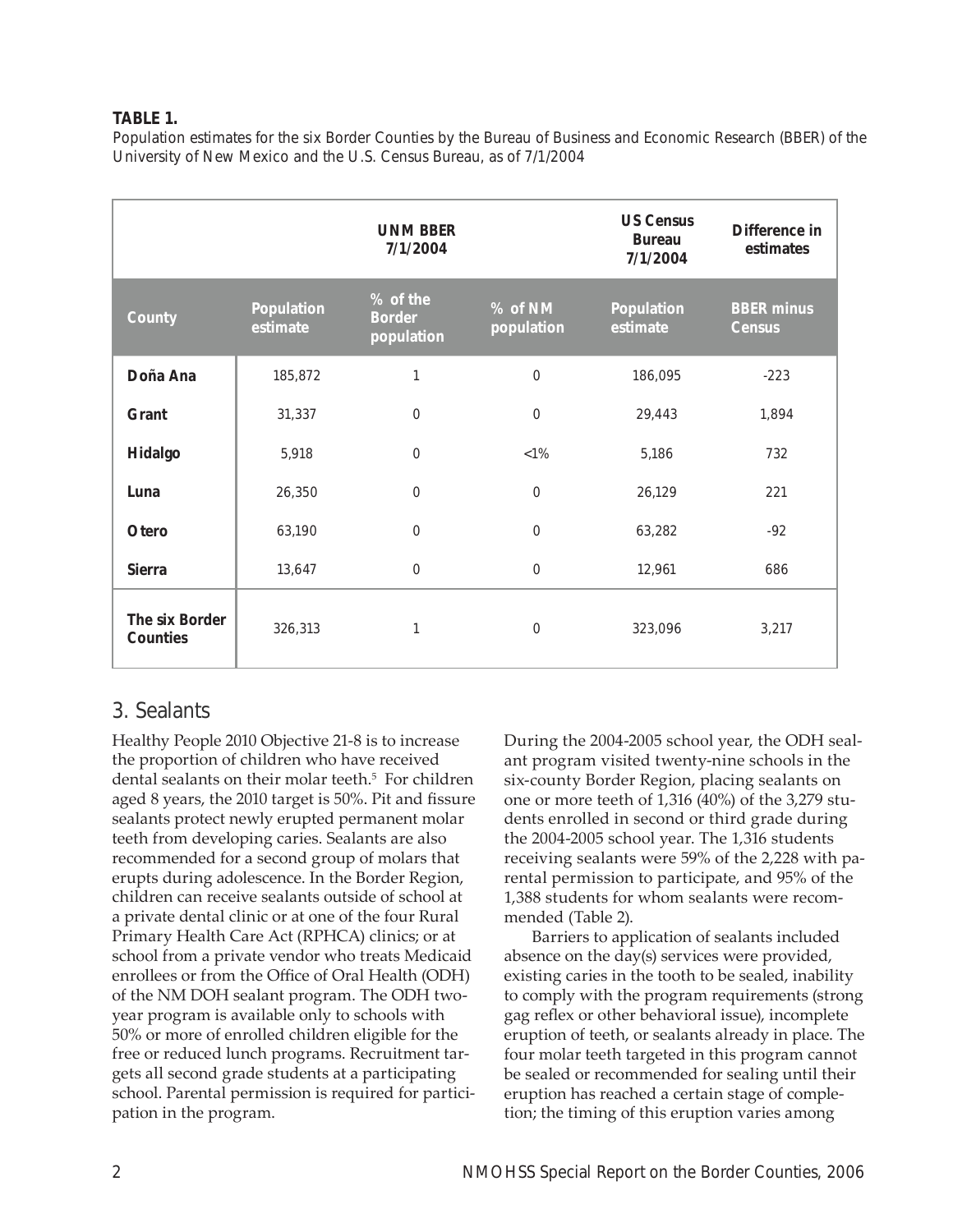**TABLE 1.**

Population estimates for the six Border Counties by the Bureau of Business and Economic Research (BBER) of the University of New Mexico and the U.S. Census Bureau, as of 7/1/2004

| | UNM BBER 7/1/2004 | | | US Census Bureau 7/1/2004 | Difference in estimates |
|---|---|---|---|---|---|
| **County** | **Population estimate** | **% of the Border population** | **% of NM population** | **Population estimate** | **BBER minus Census** |
| **Doña Ana** | 185,872 | 1 | 0 | 186,095 | -223 |
| **Grant** | 31,337 | 0 | 0 | 29,443 | 1,894 |
| **Hidalgo** | 5,918 | 0 | <1% | 5,186 | 732 |
| **Luna** | 26,350 | 0 | 0 | 26,129 | 221 |
| **Otero** | 63,190 | 0 | 0 | 63,282 | -92 |
| **Sierra** | 13,647 | 0 | 0 | 12,961 | 686 |
| **The six Border Counties** | 326,313 | 1 | 0 | 323,096 | 3,217 |

## 3. Sealants

Healthy People 2010 Objective 21-8 is to increase the proportion of children who have received dental sealants on their molar teeth.[5] For children aged 8 years, the 2010 target is 50%. Pit and fissure sealants protect newly erupted permanent molar teeth from developing caries. Sealants are also recommended for a second group of molars that erupts during adolescence. In the Border Region, children can receive sealants outside of school at a private dental clinic or at one of the four Rural Primary Health Care Act (RPHCA) clinics; or at school from a private vendor who treats Medicaid enrollees or from the Office of Oral Health (ODH) of the NM DOH sealant program. The ODH two-year program is available only to schools with 50% or more of enrolled children eligible for the free or reduced lunch programs. Recruitment targets all second grade students at a participating school. Parental permission is required for participation in the program.

During the 2004-2005 school year, the ODH sealant program visited twenty-nine schools in the six-county Border Region, placing sealants on one or more teeth of 1,316 (40%) of the 3,279 students enrolled in second or third grade during the 2004-2005 school year. The 1,316 students receiving sealants were 59% of the 2,228 with parental permission to participate, and 95% of the 1,388 students for whom sealants were recommended (Table 2).

Barriers to application of sealants included absence on the day(s) services were provided, existing caries in the tooth to be sealed, inability to comply with the program requirements (strong gag reflex or other behavioral issue), incomplete eruption of teeth, or sealants already in place. The four molar teeth targeted in this program cannot be sealed or recommended for sealing until their eruption has reached a certain stage of completion; the timing of this eruption varies among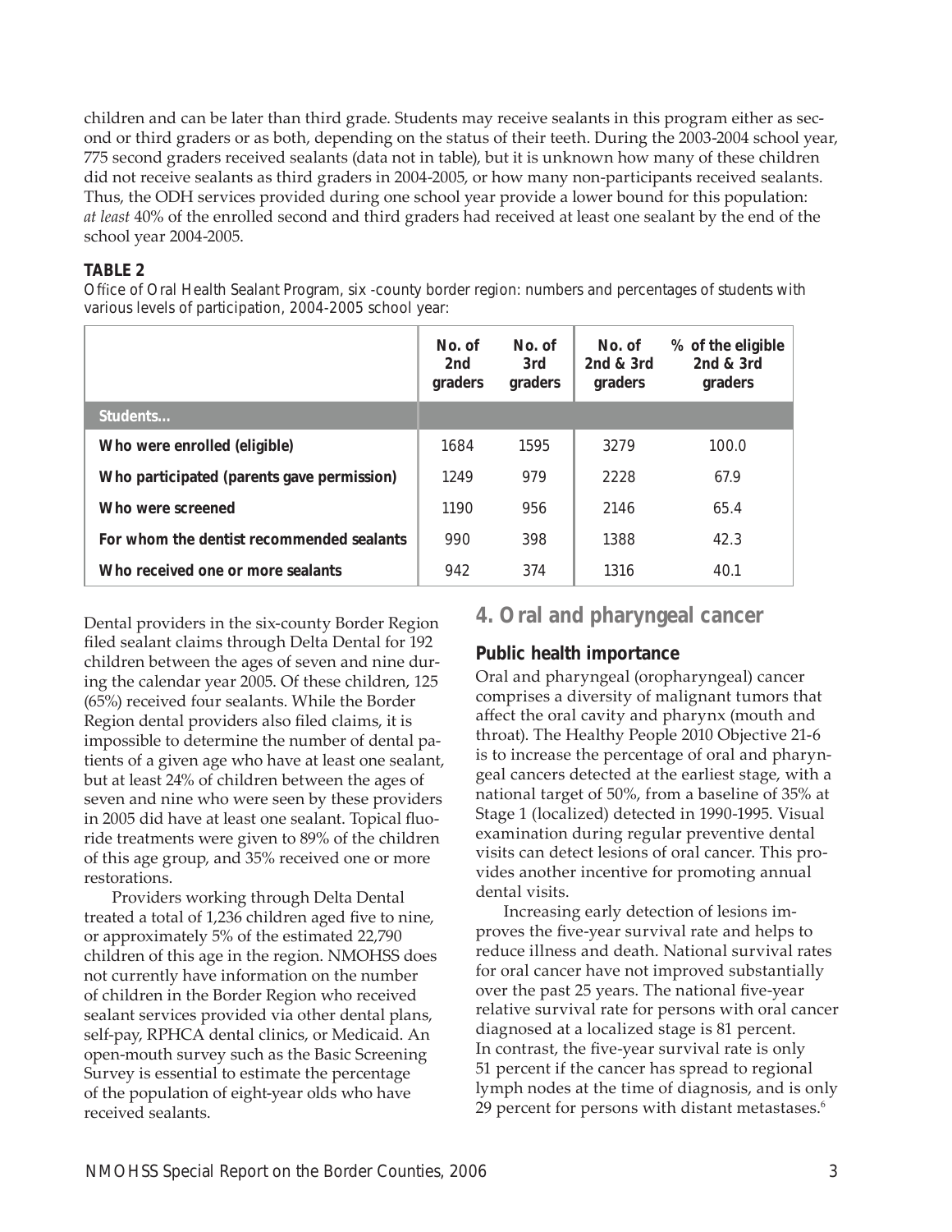children and can be later than third grade. Students may receive sealants in this program either as second or third graders or as both, depending on the status of their teeth. During the 2003-2004 school year, 775 second graders received sealants (data not in table), but it is unknown how many of these children did not receive sealants as third graders in 2004-2005, or how many non-participants received sealants. Thus, the ODH services provided during one school year provide a lower bound for this population: *at least* 40% of the enrolled second and third graders had received at least one sealant by the end of the school year 2004-2005.

**TABLE 2**

Office of Oral Health Sealant Program, six -county border region: numbers and percentages of students with various levels of participation, 2004-2005 school year:

| | No. of 2nd graders | No. of 3rd graders | No. of 2nd & 3rd graders | % of the eligible 2nd & 3rd graders |
|---|---|---|---|---|
| **Students…** | | | | |
| **Who were enrolled (eligible)** | 1684 | 1595 | 3279 | 100.0 |
| **Who participated (parents gave permission)** | 1249 | 979 | 2228 | 67.9 |
| **Who were screened** | 1190 | 956 | 2146 | 65.4 |
| **For whom the dentist recommended sealants** | 990 | 398 | 1388 | 42.3 |
| **Who received one or more sealants** | 942 | 374 | 1316 | 40.1 |

Dental providers in the six-county Border Region filed sealant claims through Delta Dental for 192 children between the ages of seven and nine during the calendar year 2005. Of these children, 125 (65%) received four sealants. While the Border Region dental providers also filed claims, it is impossible to determine the number of dental patients of a given age who have at least one sealant, but at least 24% of children between the ages of seven and nine who were seen by these providers in 2005 did have at least one sealant. Topical fluoride treatments were given to 89% of the children of this age group, and 35% received one or more restorations.

Providers working through Delta Dental treated a total of 1,236 children aged five to nine, or approximately 5% of the estimated 22,790 children of this age in the region. NMOHSS does not currently have information on the number of children in the Border Region who received sealant services provided via other dental plans, self-pay, RPHCA dental clinics, or Medicaid. An open-mouth survey such as the Basic Screening Survey is essential to estimate the percentage of the population of eight-year olds who have received sealants.

## 4. Oral and pharyngeal cancer

### Public health importance

Oral and pharyngeal (oropharyngeal) cancer comprises a diversity of malignant tumors that affect the oral cavity and pharynx (mouth and throat). The Healthy People 2010 Objective 21-6 is to increase the percentage of oral and pharyngeal cancers detected at the earliest stage, with a national target of 50%, from a baseline of 35% at Stage 1 (localized) detected in 1990-1995. Visual examination during regular preventive dental visits can detect lesions of oral cancer. This provides another incentive for promoting annual dental visits.

Increasing early detection of lesions improves the five-year survival rate and helps to reduce illness and death. National survival rates for oral cancer have not improved substantially over the past 25 years. The national five-year relative survival rate for persons with oral cancer diagnosed at a localized stage is 81 percent. In contrast, the five-year survival rate is only 51 percent if the cancer has spread to regional lymph nodes at the time of diagnosis, and is only 29 percent for persons with distant metastases.[6]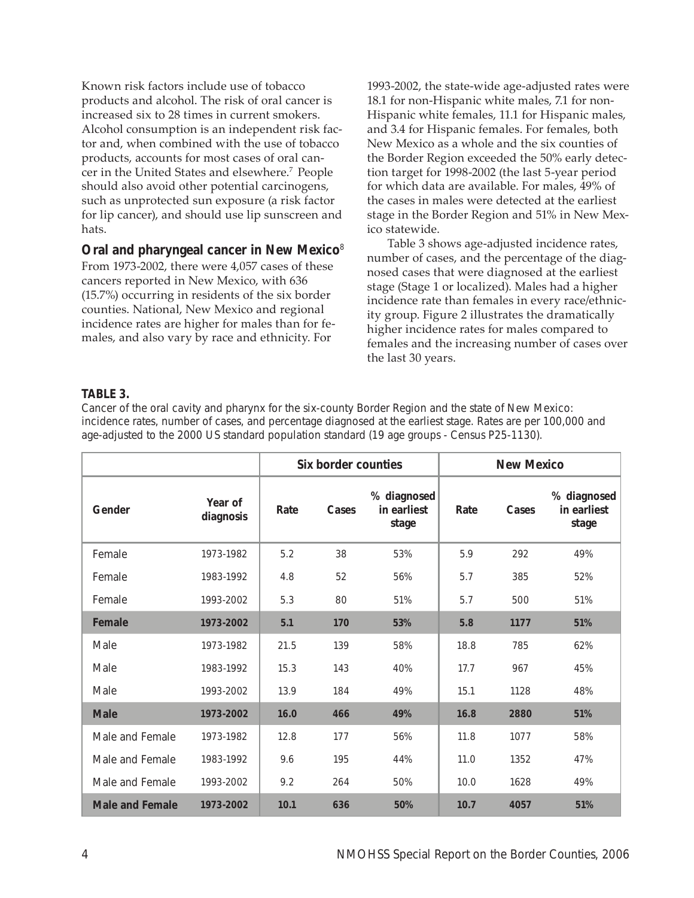Known risk factors include use of tobacco products and alcohol. The risk of oral cancer is increased six to 28 times in current smokers. Alcohol consumption is an independent risk factor and, when combined with the use of tobacco products, accounts for most cases of oral cancer in the United States and elsewhere.[7] People should also avoid other potential carcinogens, such as unprotected sun exposure (a risk factor for lip cancer), and should use lip sunscreen and hats.

### Oral and pharyngeal cancer in New Mexico[8]

From 1973-2002, there were 4,057 cases of these cancers reported in New Mexico, with 636 (15.7%) occurring in residents of the six border counties. National, New Mexico and regional incidence rates are higher for males than for females, and also vary by race and ethnicity. For 1993-2002, the state-wide age-adjusted rates were 18.1 for non-Hispanic white males, 7.1 for non-Hispanic white females, 11.1 for Hispanic males, and 3.4 for Hispanic females. For females, both New Mexico as a whole and the six counties of the Border Region exceeded the 50% early detection target for 1998-2002 (the last 5-year period for which data are available. For males, 49% of the cases in males were detected at the earliest stage in the Border Region and 51% in New Mexico statewide.

Table 3 shows age-adjusted incidence rates, number of cases, and the percentage of the diagnosed cases that were diagnosed at the earliest stage (Stage 1 or localized). Males had a higher incidence rate than females in every race/ethnicity group. Figure 2 illustrates the dramatically higher incidence rates for males compared to females and the increasing number of cases over the last 30 years.

**TABLE 3.**

Cancer of the oral cavity and pharynx for the six-county Border Region and the state of New Mexico: incidence rates, number of cases, and percentage diagnosed at the earliest stage. Rates are per 100,000 and age-adjusted to the 2000 US standard population standard (19 age groups - Census P25-1130).

| | | Six border counties | | | New Mexico | | |
|---|---|---|---|---|---|---|---|
| Gender | Year of diagnosis | Rate | Cases | % diagnosed in earliest stage | Rate | Cases | % diagnosed in earliest stage |
| Female | 1973-1982 | 5.2 | 38 | 53% | 5.9 | 292 | 49% |
| Female | 1983-1992 | 4.8 | 52 | 56% | 5.7 | 385 | 52% |
| Female | 1993-2002 | 5.3 | 80 | 51% | 5.7 | 500 | 51% |
| **Female** | **1973-2002** | **5.1** | **170** | **53%** | **5.8** | **1177** | **51%** |
| Male | 1973-1982 | 21.5 | 139 | 58% | 18.8 | 785 | 62% |
| Male | 1983-1992 | 15.3 | 143 | 40% | 17.7 | 967 | 45% |
| Male | 1993-2002 | 13.9 | 184 | 49% | 15.1 | 1128 | 48% |
| **Male** | **1973-2002** | **16.0** | **466** | **49%** | **16.8** | **2880** | **51%** |
| Male and Female | 1973-1982 | 12.8 | 177 | 56% | 11.8 | 1077 | 58% |
| Male and Female | 1983-1992 | 9.6 | 195 | 44% | 11.0 | 1352 | 47% |
| Male and Female | 1993-2002 | 9.2 | 264 | 50% | 10.0 | 1628 | 49% |
| **Male and Female** | **1973-2002** | **10.1** | **636** | **50%** | **10.7** | **4057** | **51%** |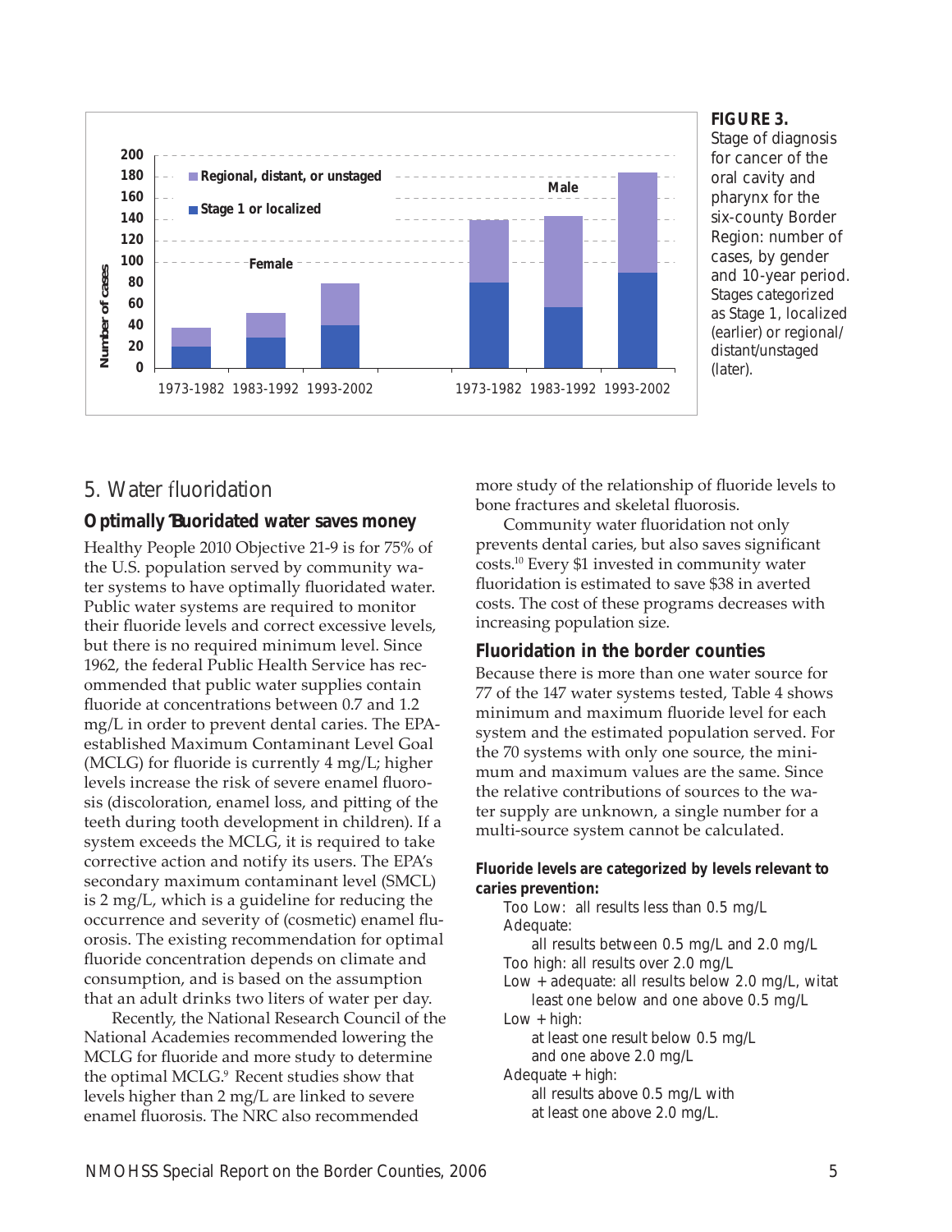**FIGURE 3.** Stage of diagnosis for cancer of the oral cavity and pharynx for the six-county Border Region: number of cases, by gender and 10-year period. Stages categorized as Stage 1, localized (earlier) or regional/distant/unstaged (later).

## 5. Water fluoridation

### Optimally fluoridated water saves money

Healthy People 2010 Objective 21-9 is for 75% of the U.S. population served by community water systems to have optimally fluoridated water. Public water systems are required to monitor their fluoride levels and correct excessive levels, but there is no required minimum level. Since 1962, the federal Public Health Service has recommended that public water supplies contain fluoride at concentrations between 0.7 and 1.2 mg/L in order to prevent dental caries. The EPA-established Maximum Contaminant Level Goal (MCLG) for fluoride is currently 4 mg/L; higher levels increase the risk of severe enamel fluorosis (discoloration, enamel loss, and pitting of the teeth during tooth development in children). If a system exceeds the MCLG, it is required to take corrective action and notify its users. The EPA's secondary maximum contaminant level (SMCL) is 2 mg/L, which is a guideline for reducing the occurrence and severity of (cosmetic) enamel fluorosis. The existing recommendation for optimal fluoride concentration depends on climate and consumption, and is based on the assumption that an adult drinks two liters of water per day.

Recently, the National Research Council of the National Academies recommended lowering the MCLG for fluoride and more study to determine the optimal MCLG.[9] Recent studies show that levels higher than 2 mg/L are linked to severe enamel fluorosis. The NRC also recommended more study of the relationship of fluoride levels to bone fractures and skeletal fluorosis.

Community water fluoridation not only prevents dental caries, but also saves significant costs.[10] Every $1 invested in community water fluoridation is estimated to save $38 in averted costs. The cost of these programs decreases with increasing population size.

### Fluoridation in the border counties

Because there is more than one water source for 77 of the 147 water systems tested, Table 4 shows minimum and maximum fluoride level for each system and the estimated population served. For the 70 systems with only one source, the minimum and maximum values are the same. Since the relative contributions of sources to the water supply are unknown, a single number for a multi-source system cannot be calculated.

**Fluoride levels are categorized by levels relevant to caries prevention:**

- Too Low: all results less than 0.5 mg/L
- Adequate: all results between 0.5 mg/L and 2.0 mg/L
- Too high: all results over 2.0 mg/L
- Low + adequate: all results below 2.0 mg/L, witat least one below and one above 0.5 mg/L
- Low + high: at least one result below 0.5 mg/L and one above 2.0 mg/L
- Adequate + high: all results above 0.5 mg/L with at least one above 2.0 mg/L.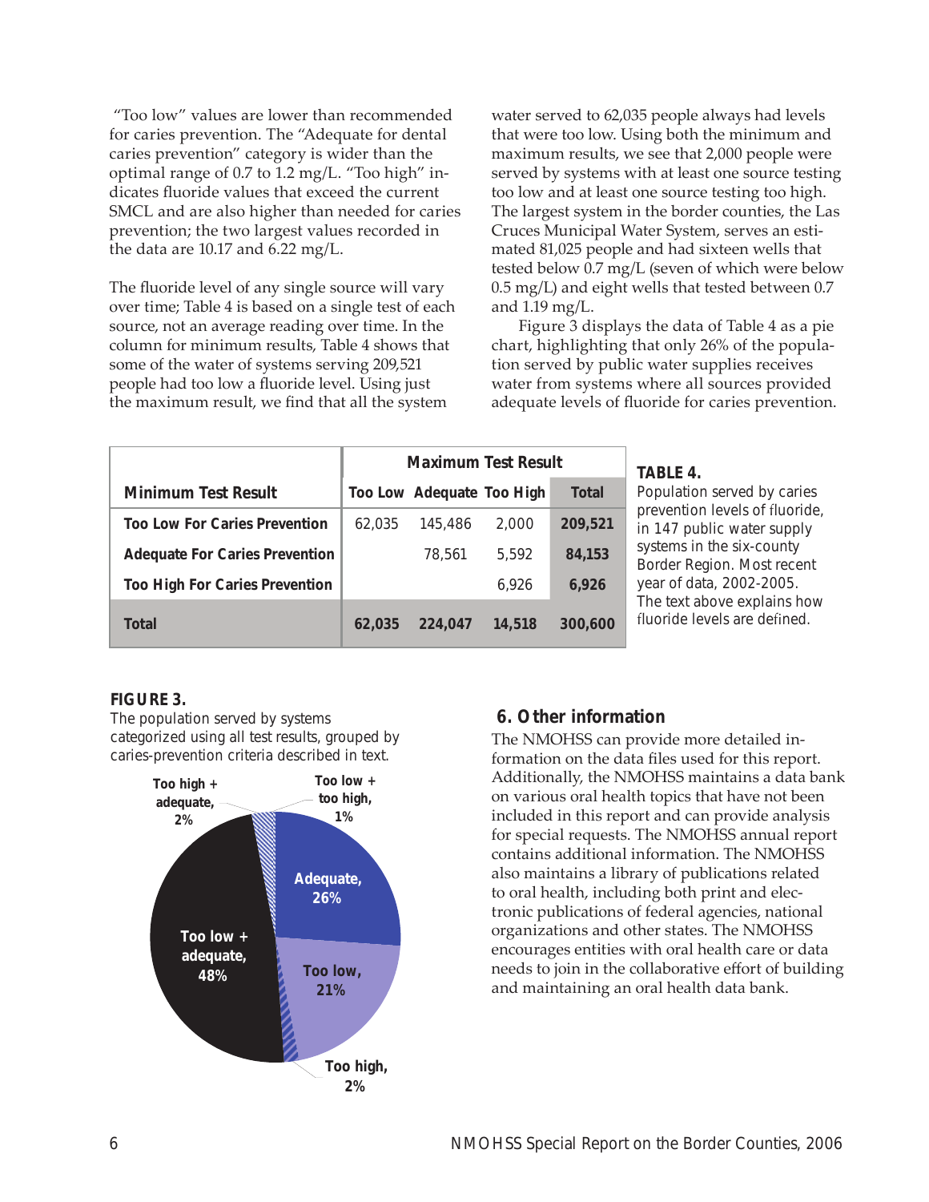"Too low" values are lower than recommended for caries prevention. The "Adequate for dental caries prevention" category is wider than the optimal range of 0.7 to 1.2 mg/L. "Too high" indicates fluoride values that exceed the current SMCL and are also higher than needed for caries prevention; the two largest values recorded in the data are 10.17 and 6.22 mg/L.

The fluoride level of any single source will vary over time; Table 4 is based on a single test of each source, not an average reading over time. In the column for minimum results, Table 4 shows that some of the water of systems serving 209,521 people had too low a fluoride level. Using just the maximum result, we find that all the system water served to 62,035 people always had levels that were too low. Using both the minimum and maximum results, we see that 2,000 people were served by systems with at least one source testing too low and at least one source testing too high. The largest system in the border counties, the Las Cruces Municipal Water System, serves an estimated 81,025 people and had sixteen wells that tested below 0.7 mg/L (seven of which were below 0.5 mg/L) and eight wells that tested between 0.7 and 1.19 mg/L.

Figure 3 displays the data of Table 4 as a pie chart, highlighting that only 26% of the population served by public water supplies receives water from systems where all sources provided adequate levels of fluoride for caries prevention.

| | Maximum Test Result | | | |
|---|---|---|---|---|
| **Minimum Test Result** | **Too Low** | **Adequate** | **Too High** | **Total** |
| **Too Low For Caries Prevention** | 62,035 | 145,486 | 2,000 | **209,521** |
| **Adequate For Caries Prevention** | | 78,561 | 5,592 | **84,153** |
| **Too High For Caries Prevention** | | | 6,926 | **6,926** |
| **Total** | **62,035** | **224,047** | **14,518** | **300,600** |

**TABLE 4.** Population served by caries prevention levels of fluoride, in 147 public water supply systems in the six-county Border Region. Most recent year of data, 2002-2005. The text above explains how fluoride levels are defined.

**FIGURE 3.** The population served by systems categorized using all test results, grouped by caries-prevention criteria described in text.

## 6. Other information

The NMOHSS can provide more detailed information on the data files used for this report. Additionally, the NMOHSS maintains a data bank on various oral health topics that have not been included in this report and can provide analysis for special requests. The NMOHSS annual report contains additional information. The NMOHSS also maintains a library of publications related to oral health, including both print and electronic publications of federal agencies, national organizations and other states. The NMOHSS encourages entities with oral health care or data needs to join in the collaborative effort of building and maintaining an oral health data bank.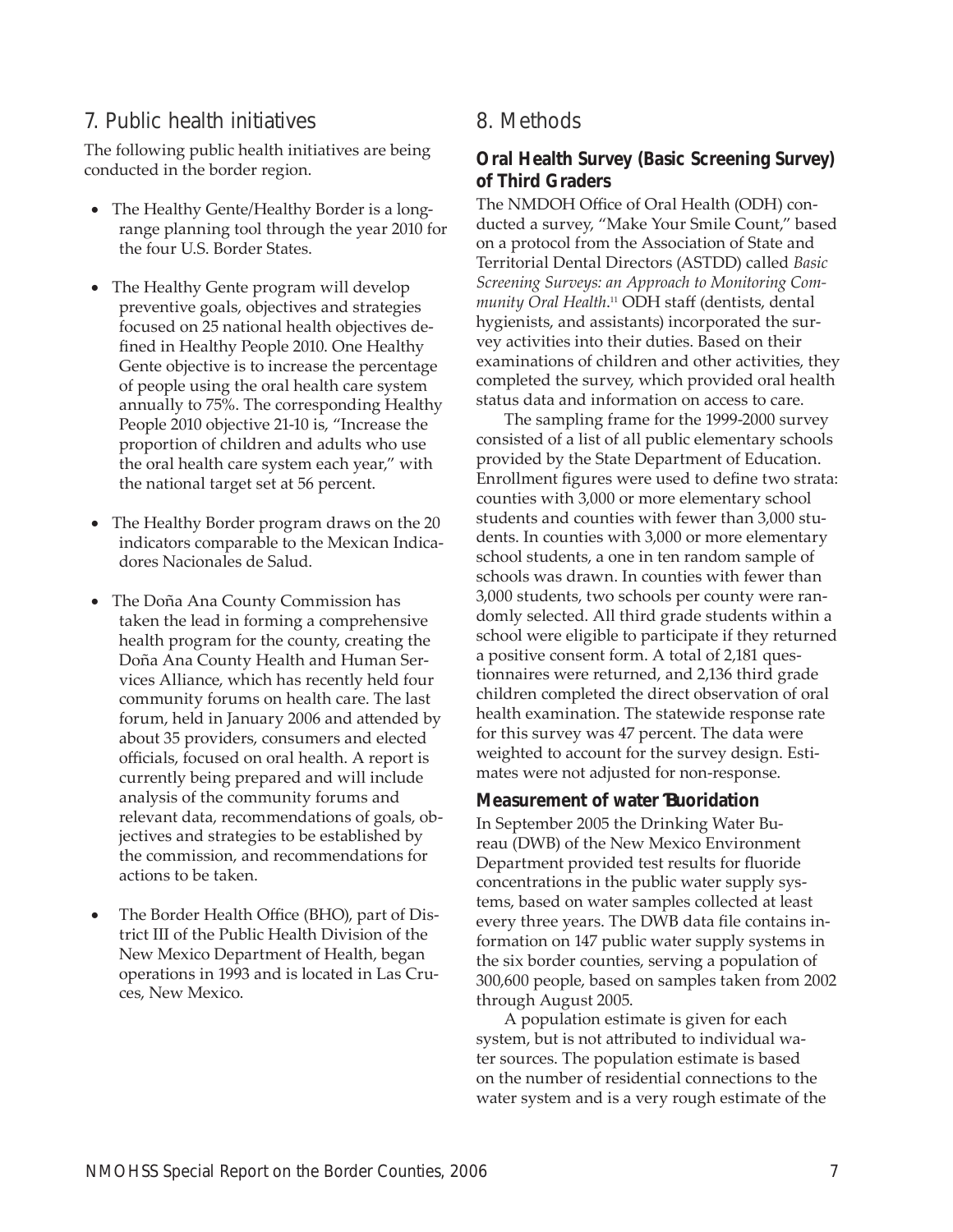## 7. Public health initiatives

The following public health initiatives are being conducted in the border region.

- The Healthy Gente/Healthy Border is a long-range planning tool through the year 2010 for the four U.S. Border States.
- The Healthy Gente program will develop preventive goals, objectives and strategies focused on 25 national health objectives defined in Healthy People 2010. One Healthy Gente objective is to increase the percentage of people using the oral health care system annually to 75%. The corresponding Healthy People 2010 objective 21-10 is, "Increase the proportion of children and adults who use the oral health care system each year," with the national target set at 56 percent.
- The Healthy Border program draws on the 20 indicators comparable to the Mexican Indicadores Nacionales de Salud.
- The Doña Ana County Commission has taken the lead in forming a comprehensive health program for the county, creating the Doña Ana County Health and Human Services Alliance, which has recently held four community forums on health care. The last forum, held in January 2006 and attended by about 35 providers, consumers and elected officials, focused on oral health. A report is currently being prepared and will include analysis of the community forums and relevant data, recommendations of goals, objectives and strategies to be established by the commission, and recommendations for actions to be taken.
- The Border Health Office (BHO), part of District III of the Public Health Division of the New Mexico Department of Health, began operations in 1993 and is located in Las Cruces, New Mexico.

## 8. Methods

### Oral Health Survey (Basic Screening Survey) of Third Graders

The NMDOH Office of Oral Health (ODH) conducted a survey, "Make Your Smile Count," based on a protocol from the Association of State and Territorial Dental Directors (ASTDD) called *Basic Screening Surveys: an Approach to Monitoring Community Oral Health*.[11] ODH staff (dentists, dental hygienists, and assistants) incorporated the survey activities into their duties. Based on their examinations of children and other activities, they completed the survey, which provided oral health status data and information on access to care.

The sampling frame for the 1999-2000 survey consisted of a list of all public elementary schools provided by the State Department of Education. Enrollment figures were used to define two strata: counties with 3,000 or more elementary school students and counties with fewer than 3,000 students. In counties with 3,000 or more elementary school students, a one in ten random sample of schools was drawn. In counties with fewer than 3,000 students, two schools per county were randomly selected. All third grade students within a school were eligible to participate if they returned a positive consent form. A total of 2,181 questionnaires were returned, and 2,136 third grade children completed the direct observation of oral health examination. The statewide response rate for this survey was 47 percent. The data were weighted to account for the survey design. Estimates were not adjusted for non-response.

### Measurement of water fluoridation

In September 2005 the Drinking Water Bureau (DWB) of the New Mexico Environment Department provided test results for fluoride concentrations in the public water supply systems, based on water samples collected at least every three years. The DWB data file contains information on 147 public water supply systems in the six border counties, serving a population of 300,600 people, based on samples taken from 2002 through August 2005.

A population estimate is given for each system, but is not attributed to individual water sources. The population estimate is based on the number of residential connections to the water system and is a very rough estimate of the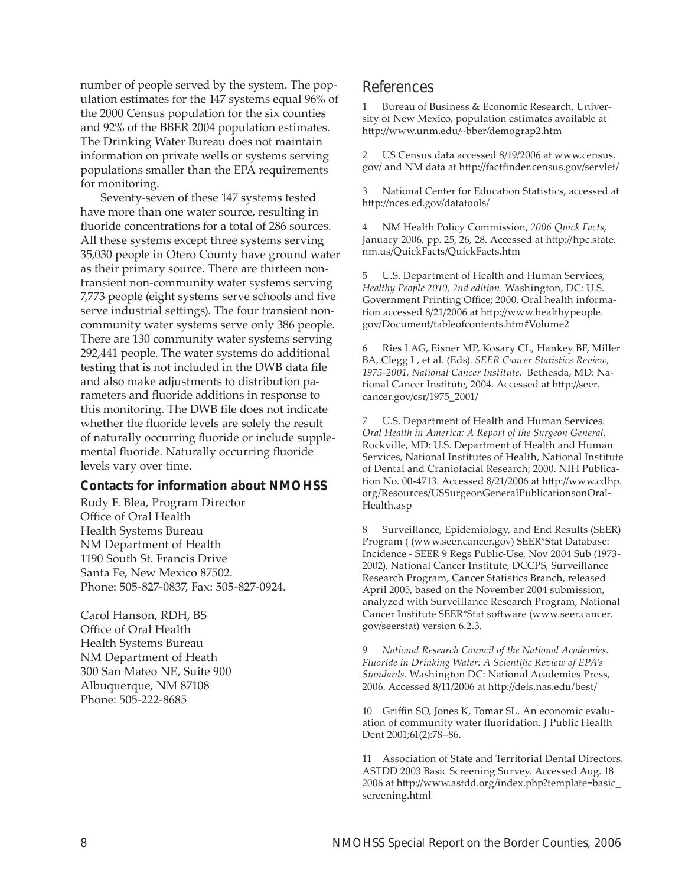number of people served by the system. The population estimates for the 147 systems equal 96% of the 2000 Census population for the six counties and 92% of the BBER 2004 population estimates. The Drinking Water Bureau does not maintain information on private wells or systems serving populations smaller than the EPA requirements for monitoring.

Seventy-seven of these 147 systems tested have more than one water source, resulting in fluoride concentrations for a total of 286 sources. All these systems except three systems serving 35,030 people in Otero County have ground water as their primary source. There are thirteen non-transient non-community water systems serving 7,773 people (eight systems serve schools and five serve industrial settings). The four transient non-community water systems serve only 386 people. There are 130 community water systems serving 292,441 people. The water systems do additional testing that is not included in the DWB data file and also make adjustments to distribution parameters and fluoride additions in response to this monitoring. The DWB file does not indicate whether the fluoride levels are solely the result of naturally occurring fluoride or include supplemental fluoride. Naturally occurring fluoride levels vary over time.

### Contacts for information about NMOHSS

Rudy F. Blea, Program Director
Office of Oral Health
Health Systems Bureau
NM Department of Health
1190 South St. Francis Drive
Santa Fe, New Mexico 87502.
Phone: 505-827-0837, Fax: 505-827-0924.

Carol Hanson, RDH, BS
Office of Oral Health
Health Systems Bureau
NM Department of Heath
300 San Mateo NE, Suite 900
Albuquerque, NM 87108
Phone: 505-222-8685

## References

1 Bureau of Business & Economic Research, University of New Mexico, population estimates available at http://www.unm.edu/~bber/demograp2.htm

2 US Census data accessed 8/19/2006 at www.census.gov/ and NM data at http://factfinder.census.gov/servlet/

3 National Center for Education Statistics, accessed at http://nces.ed.gov/datatools/

4 NM Health Policy Commission, *2006 Quick Facts*, January 2006, pp. 25, 26, 28. Accessed at http://hpc.state.nm.us/QuickFacts/QuickFacts.htm

5 U.S. Department of Health and Human Services, *Healthy People 2010, 2nd edition.* Washington, DC: U.S. Government Printing Office; 2000. Oral health information accessed 8/21/2006 at http://www.healthypeople.gov/Document/tableofcontents.htm#Volume2

6 Ries LAG, Eisner MP, Kosary CL, Hankey BF, Miller BA, Clegg L, et al. (Eds). *SEER Cancer Statistics Review, 1975-2001, National Cancer Institute.* Bethesda, MD: National Cancer Institute, 2004. Accessed at http://seer.cancer.gov/csr/1975_2001/

7 U.S. Department of Health and Human Services. *Oral Health in America: A Report of the Surgeon General.* Rockville, MD: U.S. Department of Health and Human Services, National Institutes of Health, National Institute of Dental and Craniofacial Research; 2000. NIH Publication No. 00-4713. Accessed 8/21/2006 at http://www.cdhp.org/Resources/USSurgeonGeneralPublicationsonOralHealth.asp

8 Surveillance, Epidemiology, and End Results (SEER) Program ( (www.seer.cancer.gov) SEER*Stat Database: Incidence - SEER 9 Regs Public-Use, Nov 2004 Sub (1973-2002), National Cancer Institute, DCCPS, Surveillance Research Program, Cancer Statistics Branch, released April 2005, based on the November 2004 submission, analyzed with Surveillance Research Program, National Cancer Institute SEER*Stat software (www.seer.cancer.gov/seerstat) version 6.2.3.

9 *National Research Council of the National Academies. Fluoride in Drinking Water: A Scientific Review of EPA's Standards*. Washington DC: National Academies Press, 2006. Accessed 8/11/2006 at http://dels.nas.edu/best/

10 Griffin SO, Jones K, Tomar SL. An economic evaluation of community water fluoridation. J Public Health Dent 2001;61(2):78–86.

11 Association of State and Territorial Dental Directors. ASTDD 2003 Basic Screening Survey. Accessed Aug. 18 2006 at http://www.astdd.org/index.php?template=basic_screening.html